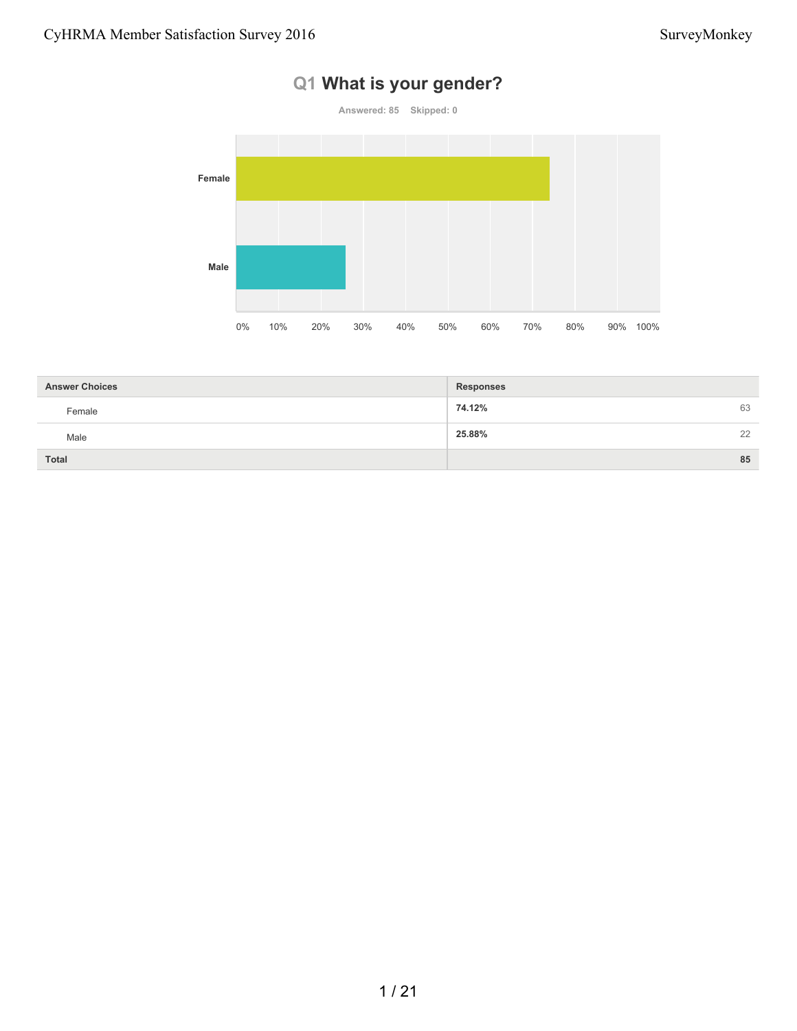# Q1 What is your gender?

Answered: 85 Skipped: 0

| Answer Choices | Responses | |
|---|---|---|
| Female | 74.12% | 63 |
| Male | 25.88% | 22 |
| **Total** | | **85** |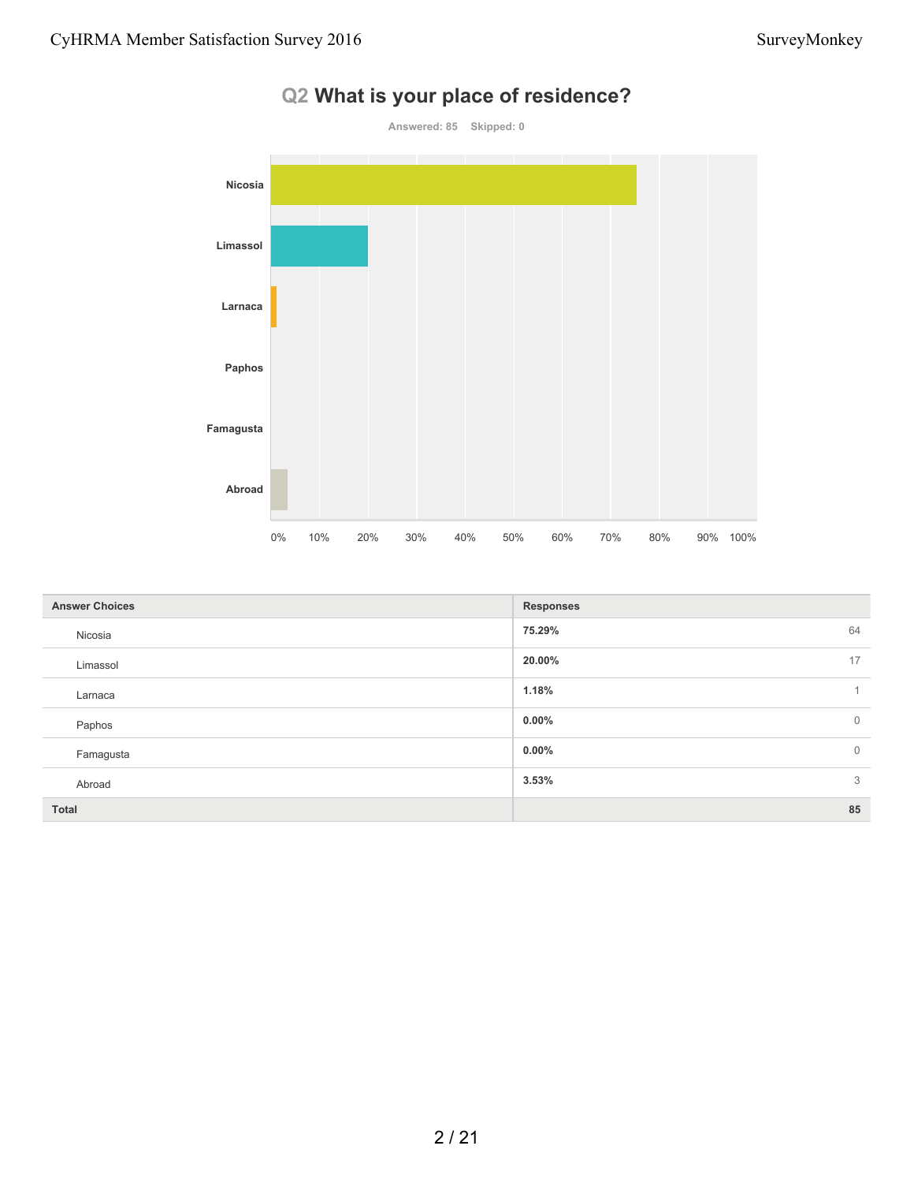## Q2 What is your place of residence?

Answered: 85 Skipped: 0

| Answer Choices | Responses | |
|---|---|---|
| Nicosia | 75.29% | 64 |
| Limassol | 20.00% | 17 |
| Larnaca | 1.18% | 1 |
| Paphos | 0.00% | 0 |
| Famagusta | 0.00% | 0 |
| Abroad | 3.53% | 3 |
| **Total** | | **85** |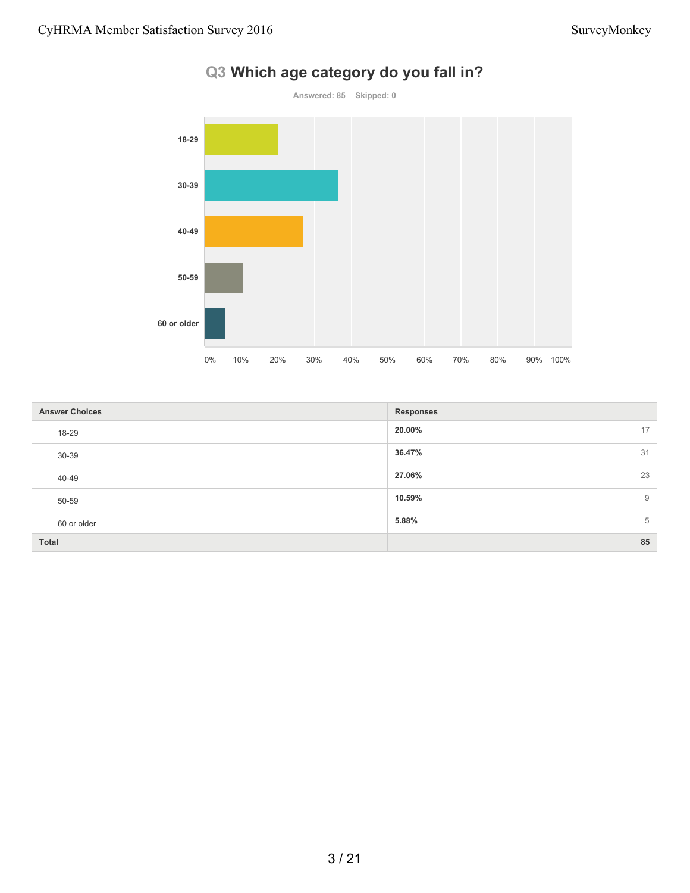## Q3 Which age category do you fall in?

Answered: 85 Skipped: 0

| Answer Choices | Responses | |
|---|---|---|
| 18-29 | 20.00% | 17 |
| 30-39 | 36.47% | 31 |
| 40-49 | 27.06% | 23 |
| 50-59 | 10.59% | 9 |
| 60 or older | 5.88% | 5 |
| **Total** | | **85** |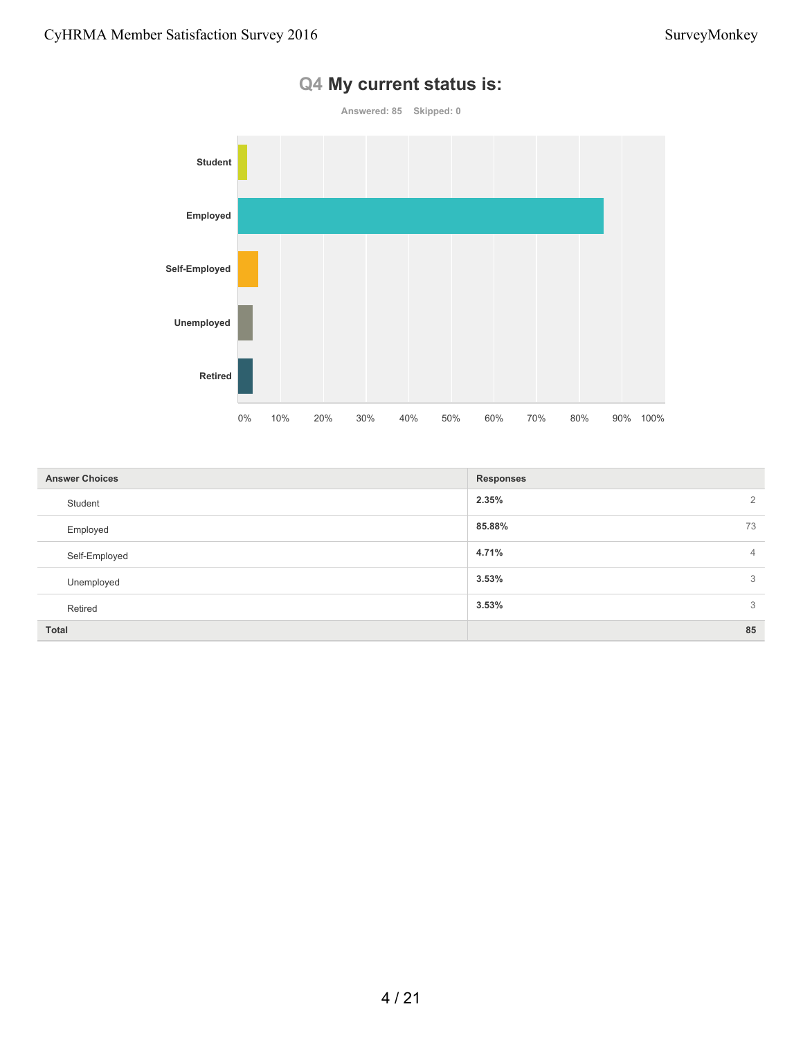# Q4 My current status is:

Answered: 85 Skipped: 0

| Answer Choices | Responses | |
|---|---|---|
| Student | 2.35% | 2 |
| Employed | 85.88% | 73 |
| Self-Employed | 4.71% | 4 |
| Unemployed | 3.53% | 3 |
| Retired | 3.53% | 3 |
| **Total** | | **85** |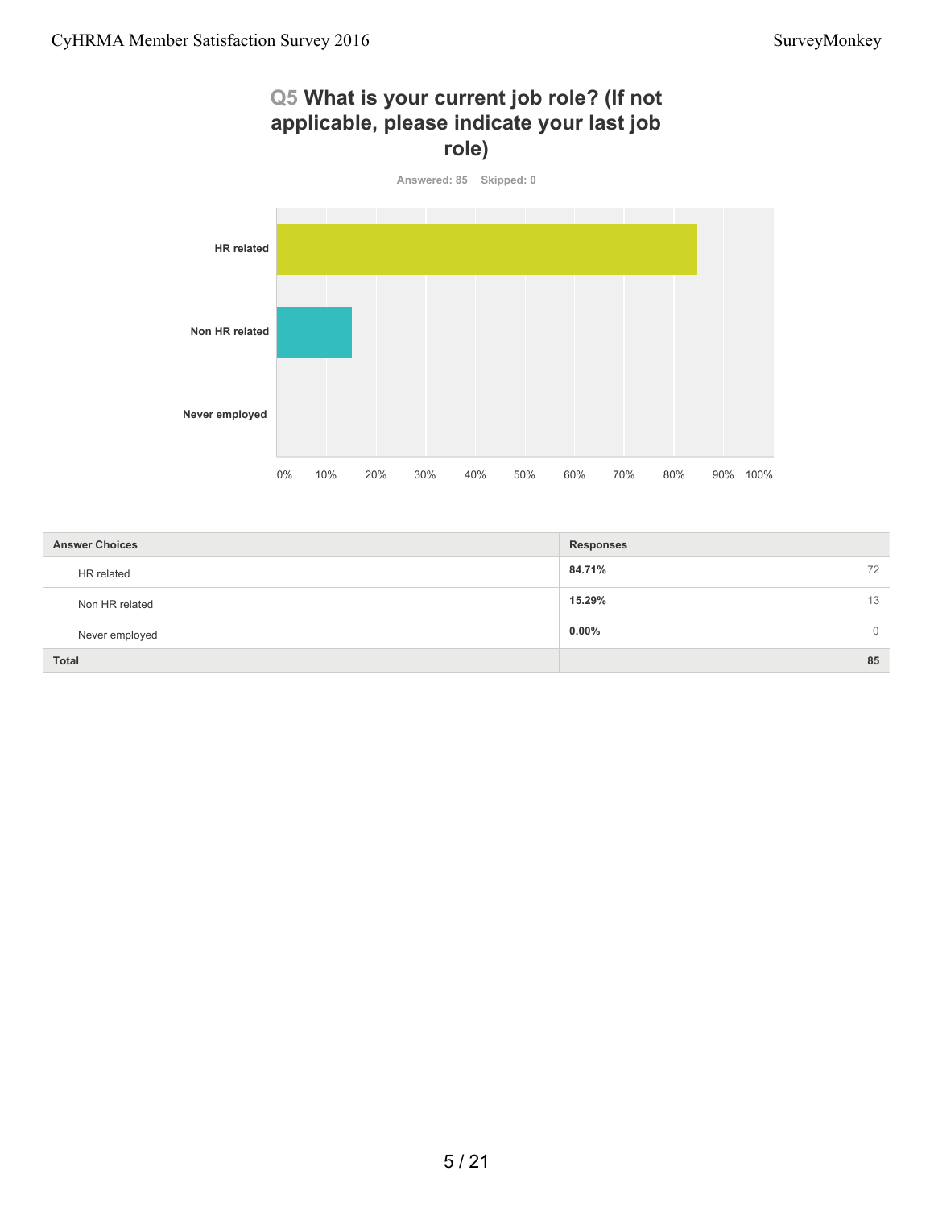## Q5 What is your current job role? (If not applicable, please indicate your last job role)

Answered: 85 Skipped: 0

| Answer Choices | Responses | |
|---|---|---|
| HR related | **84.71%** | 72 |
| Non HR related | **15.29%** | 13 |
| Never employed | **0.00%** | 0 |
| **Total** | | **85** |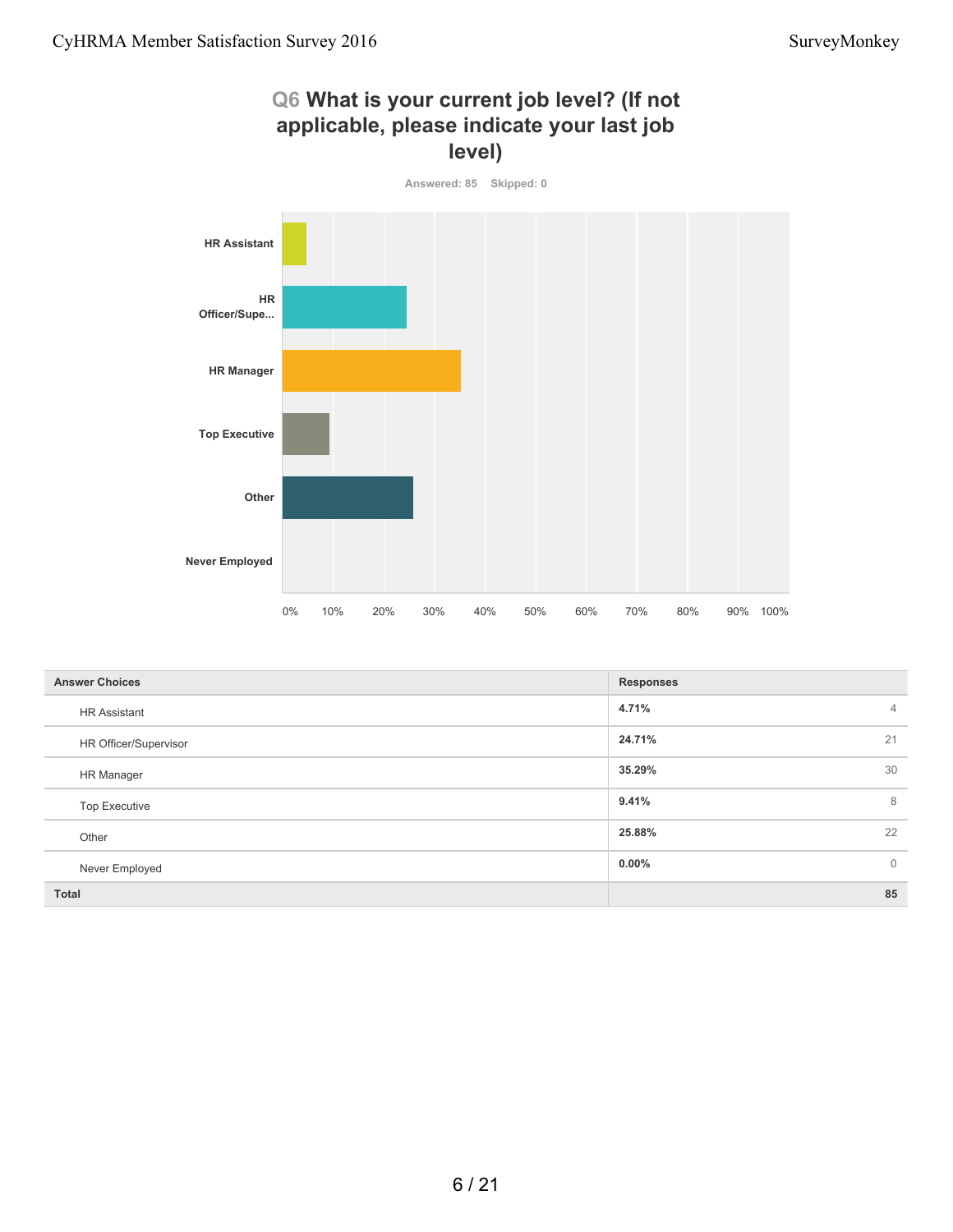## Q6 What is your current job level? (If not applicable, please indicate your last job level)

Answered: 85 Skipped: 0

| Answer Choices | Responses | |
|---|---|---|
| HR Assistant | 4.71% | 4 |
| HR Officer/Supervisor | 24.71% | 21 |
| HR Manager | 35.29% | 30 |
| Top Executive | 9.41% | 8 |
| Other | 25.88% | 22 |
| Never Employed | 0.00% | 0 |
| **Total** | | **85** |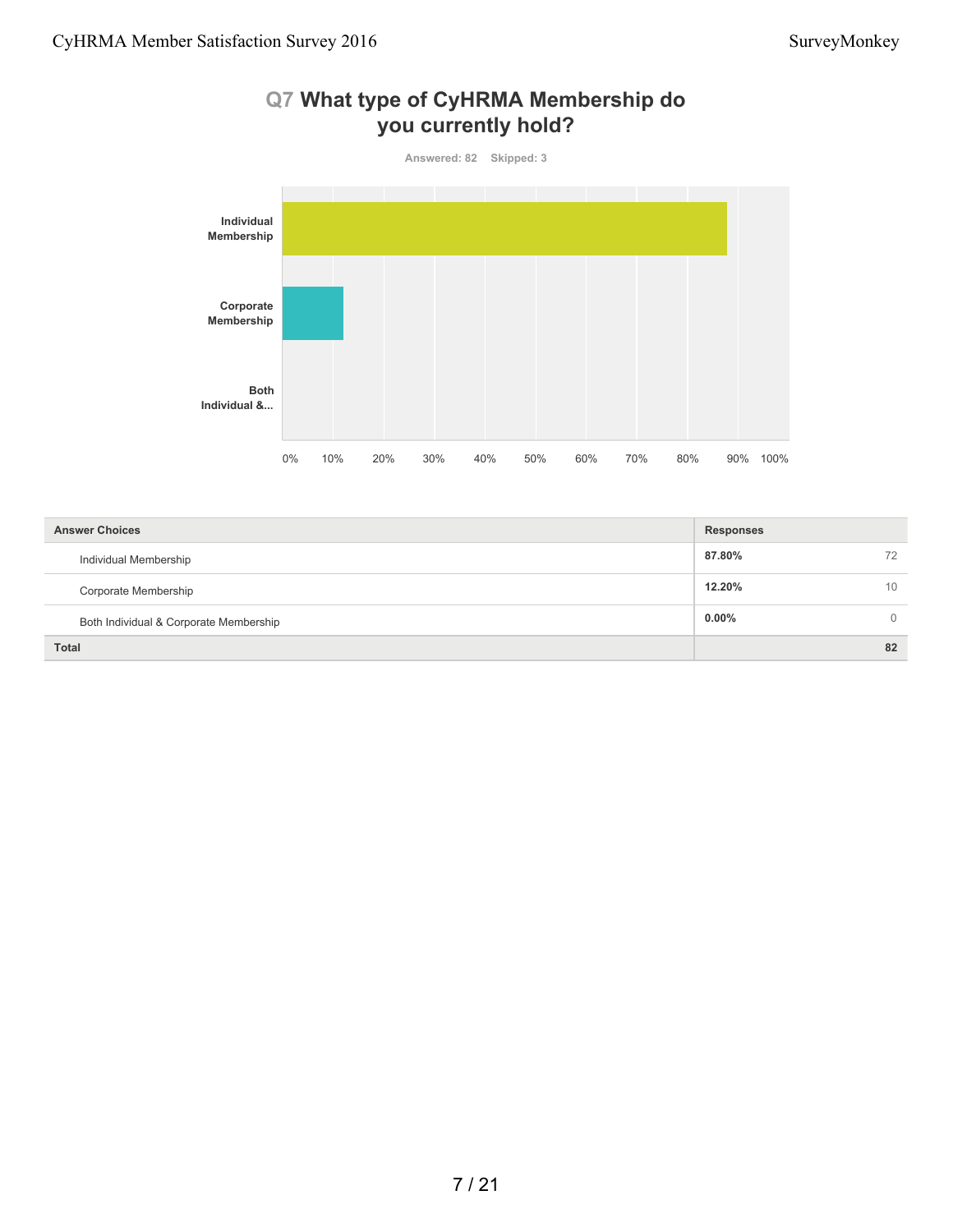## Q7 What type of CyHRMA Membership do you currently hold?

Answered: 82 Skipped: 3

| Answer Choices | Responses | |
|---|---|---|
| Individual Membership | 87.80% | 72 |
| Corporate Membership | 12.20% | 10 |
| Both Individual & Corporate Membership | 0.00% | 0 |
| **Total** | | **82** |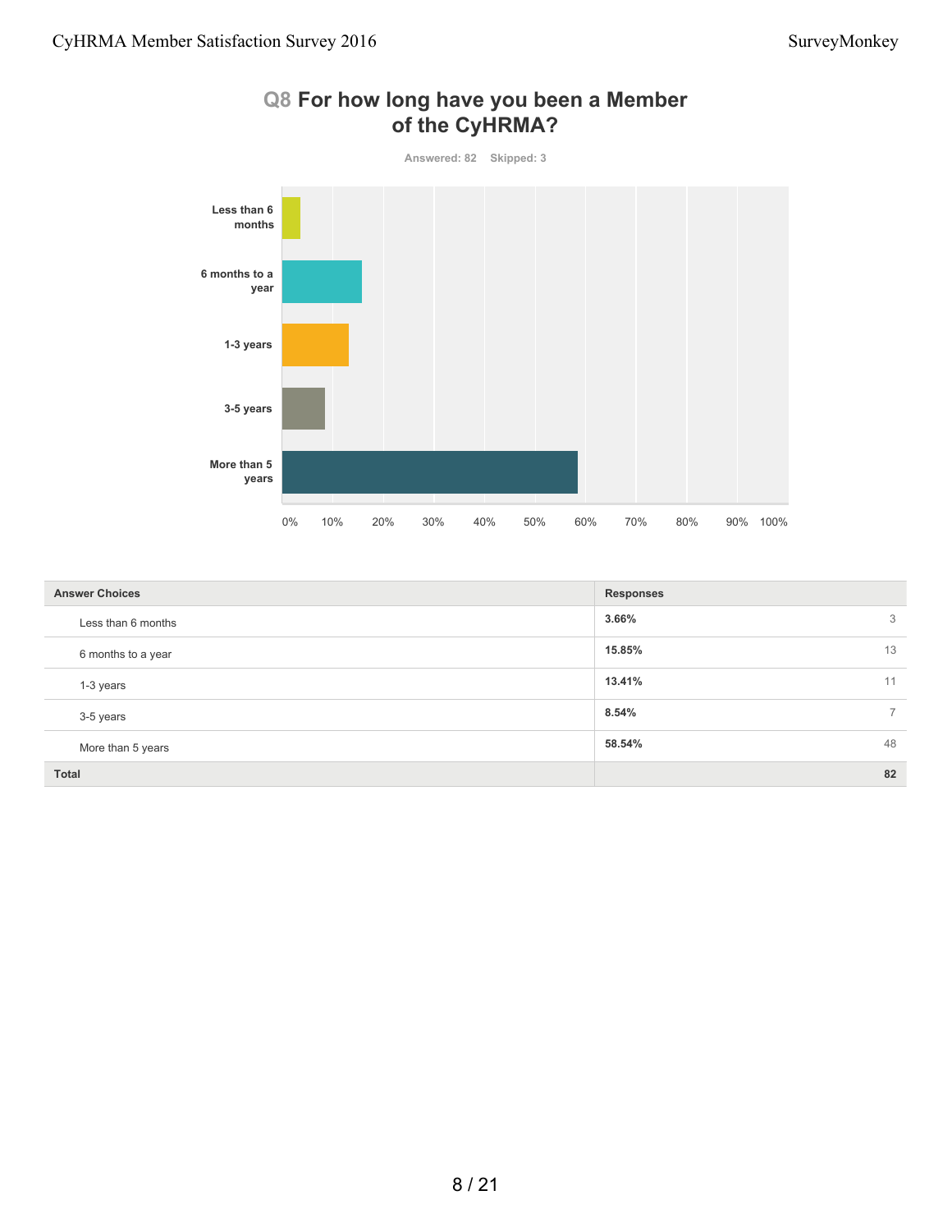## Q8 For how long have you been a Member of the CyHRMA?

Answered: 82 Skipped: 3

| Answer Choices | Responses | |
|---|---|---|
| Less than 6 months | 3.66% | 3 |
| 6 months to a year | 15.85% | 13 |
| 1-3 years | 13.41% | 11 |
| 3-5 years | 8.54% | 7 |
| More than 5 years | 58.54% | 48 |
| **Total** | | **82** |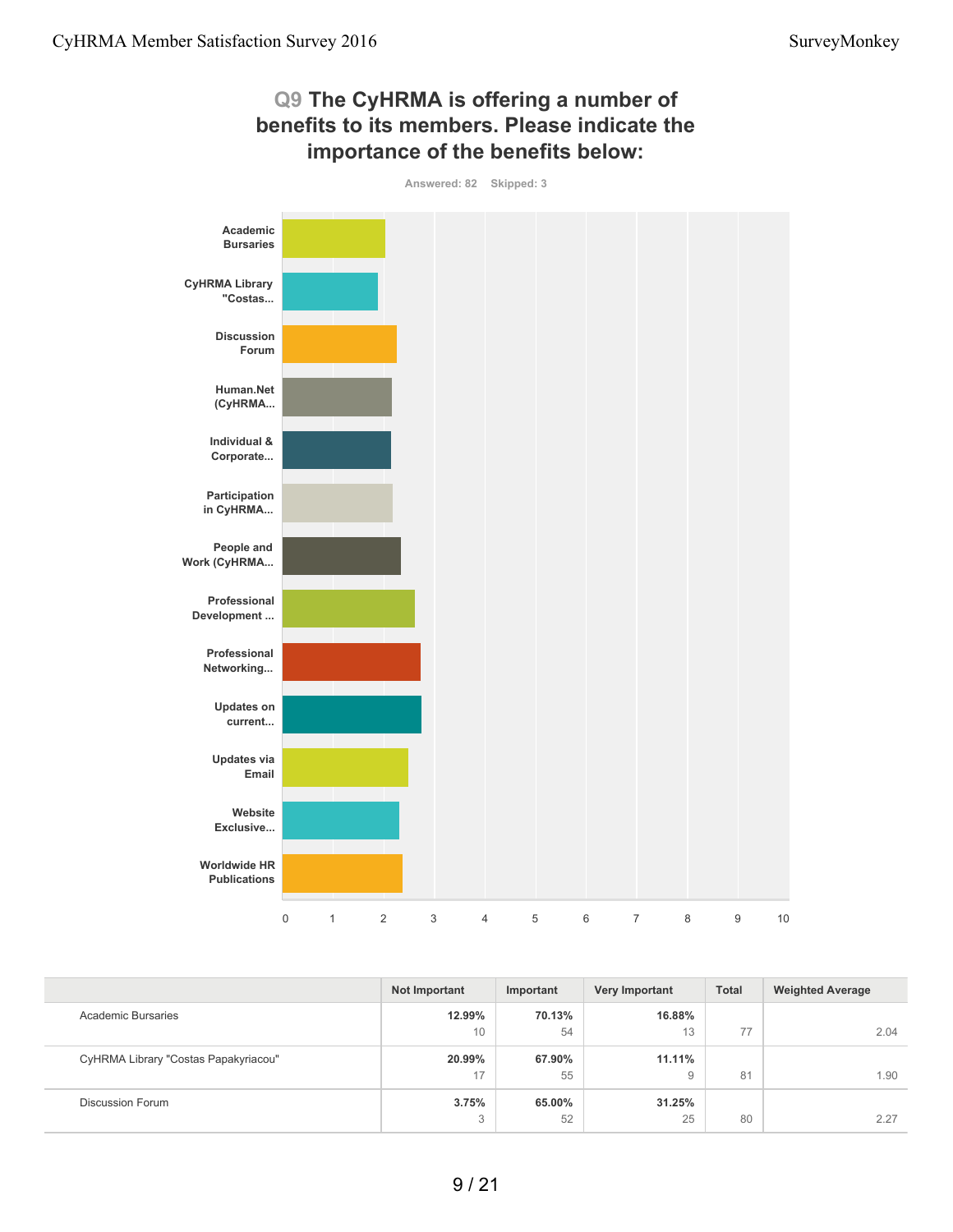## Q9 The CyHRMA is offering a number of benefits to its members. Please indicate the importance of the benefits below:

Answered: 82 Skipped: 3

| | Not Important | Important | Very Important | Total | Weighted Average |
|---|---|---|---|---|---|
| Academic Bursaries | 12.99%<br>10 | 70.13%<br>54 | 16.88%<br>13 | 77 | 2.04 |
| CyHRMA Library "Costas Papakyriacou" | 20.99%<br>17 | 67.90%<br>55 | 11.11%<br>9 | 81 | 1.90 |
| Discussion Forum | 3.75%<br>3 | 65.00%<br>52 | 31.25%<br>25 | 80 | 2.27 |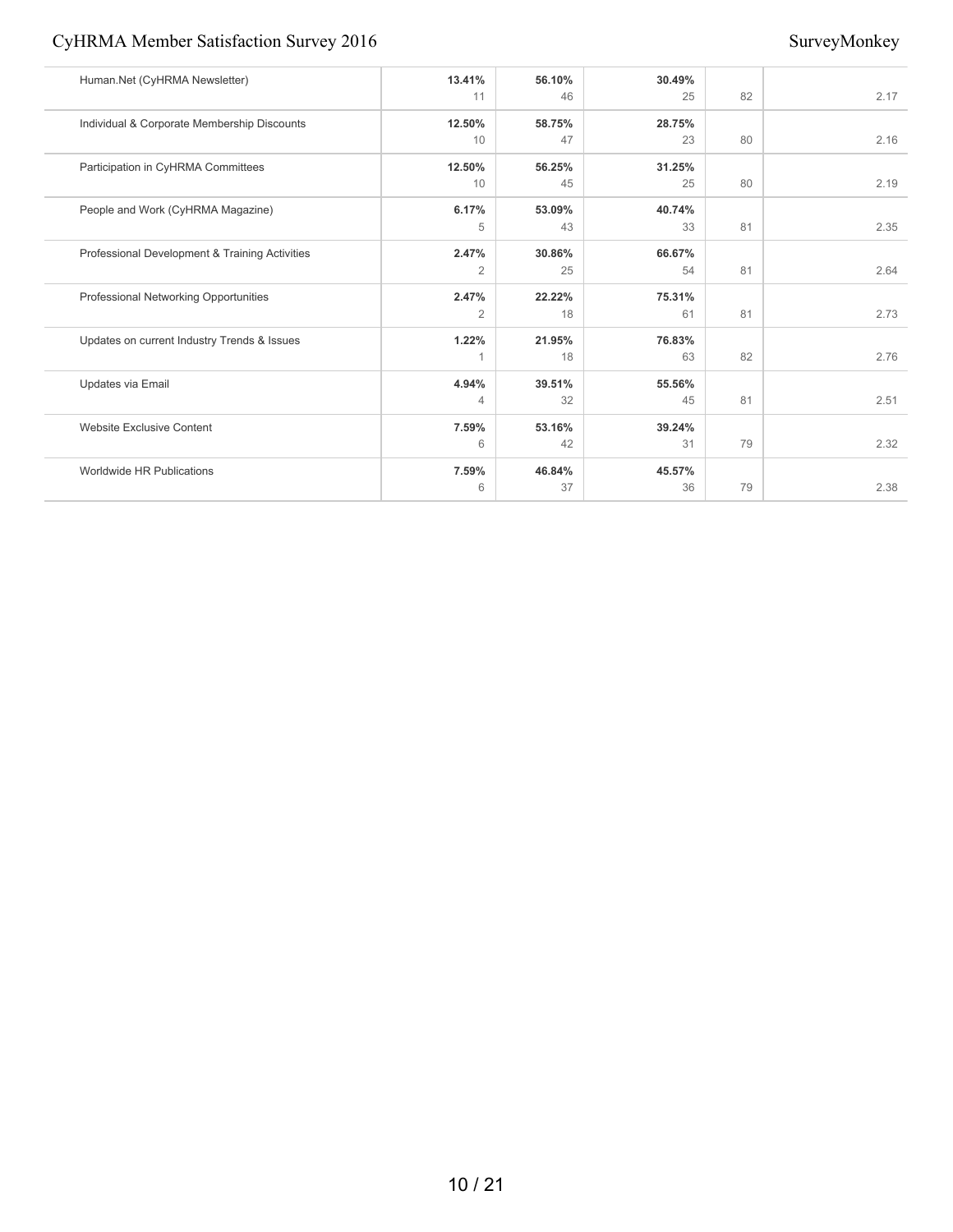| | | | | | |
|---|---|---|---|---|---|
| Human.Net (CyHRMA Newsletter) | **13.41%**<br>11 | **56.10%**<br>46 | **30.49%**<br>25 | 82 | 2.17 |
| Individual & Corporate Membership Discounts | **12.50%**<br>10 | **58.75%**<br>47 | **28.75%**<br>23 | 80 | 2.16 |
| Participation in CyHRMA Committees | **12.50%**<br>10 | **56.25%**<br>45 | **31.25%**<br>25 | 80 | 2.19 |
| People and Work (CyHRMA Magazine) | **6.17%**<br>5 | **53.09%**<br>43 | **40.74%**<br>33 | 81 | 2.35 |
| Professional Development & Training Activities | **2.47%**<br>2 | **30.86%**<br>25 | **66.67%**<br>54 | 81 | 2.64 |
| Professional Networking Opportunities | **2.47%**<br>2 | **22.22%**<br>18 | **75.31%**<br>61 | 81 | 2.73 |
| Updates on current Industry Trends & Issues | **1.22%**<br>1 | **21.95%**<br>18 | **76.83%**<br>63 | 82 | 2.76 |
| Updates via Email | **4.94%**<br>4 | **39.51%**<br>32 | **55.56%**<br>45 | 81 | 2.51 |
| Website Exclusive Content | **7.59%**<br>6 | **53.16%**<br>42 | **39.24%**<br>31 | 79 | 2.32 |
| Worldwide HR Publications | **7.59%**<br>6 | **46.84%**<br>37 | **45.57%**<br>36 | 79 | 2.38 |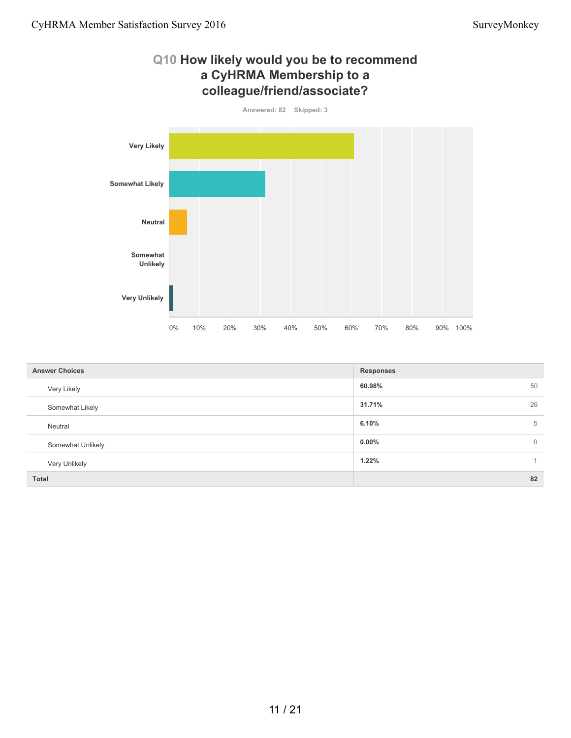## Q10 How likely would you be to recommend a CyHRMA Membership to a colleague/friend/associate?

Answered: 82 Skipped: 3

| Answer Choices | Responses | |
|---|---|---|
| Very Likely | 60.98% | 50 |
| Somewhat Likely | 31.71% | 26 |
| Neutral | 6.10% | 5 |
| Somewhat Unlikely | 0.00% | 0 |
| Very Unlikely | 1.22% | 1 |
| **Total** | | **82** |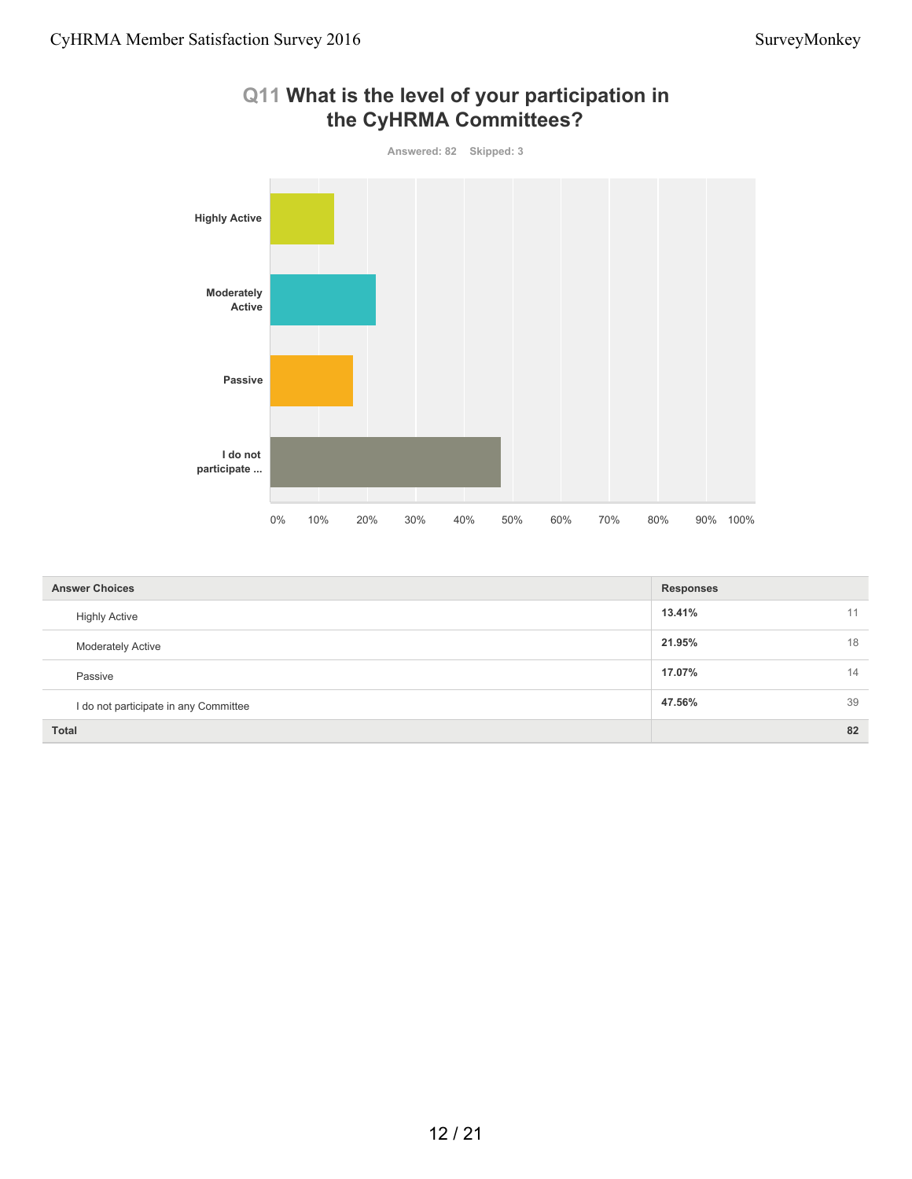## Q11 What is the level of your participation in the CyHRMA Committees?

Answered: 82 Skipped: 3

| Answer Choices | Responses | |
|---|---|---|
| Highly Active | 13.41% | 11 |
| Moderately Active | 21.95% | 18 |
| Passive | 17.07% | 14 |
| I do not participate in any Committee | 47.56% | 39 |
| **Total** | | **82** |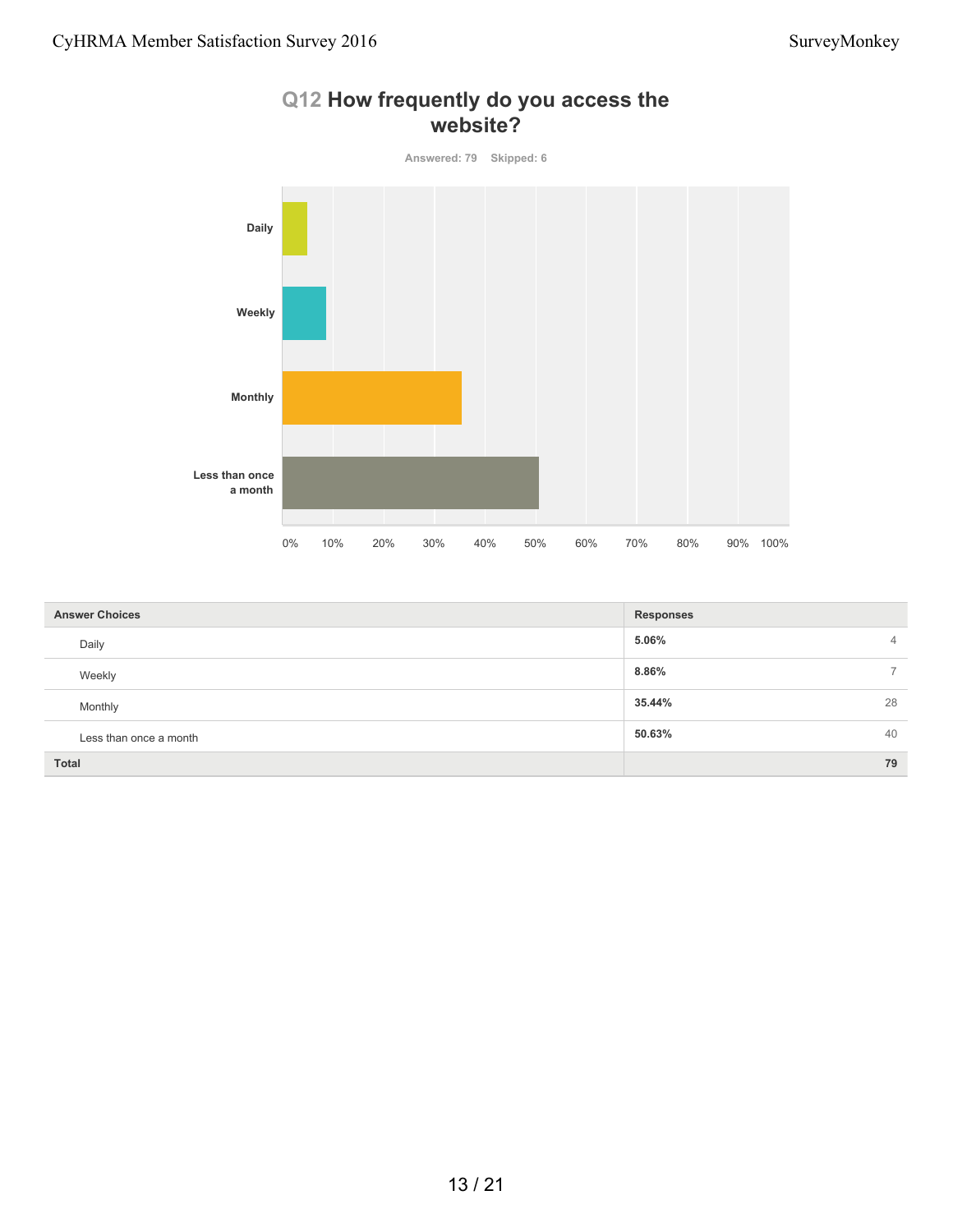## Q12 How frequently do you access the website?

Answered: 79 Skipped: 6

| Answer Choices | Responses | |
|---|---|---|
| Daily | 5.06% | 4 |
| Weekly | 8.86% | 7 |
| Monthly | 35.44% | 28 |
| Less than once a month | 50.63% | 40 |
| **Total** | | **79** |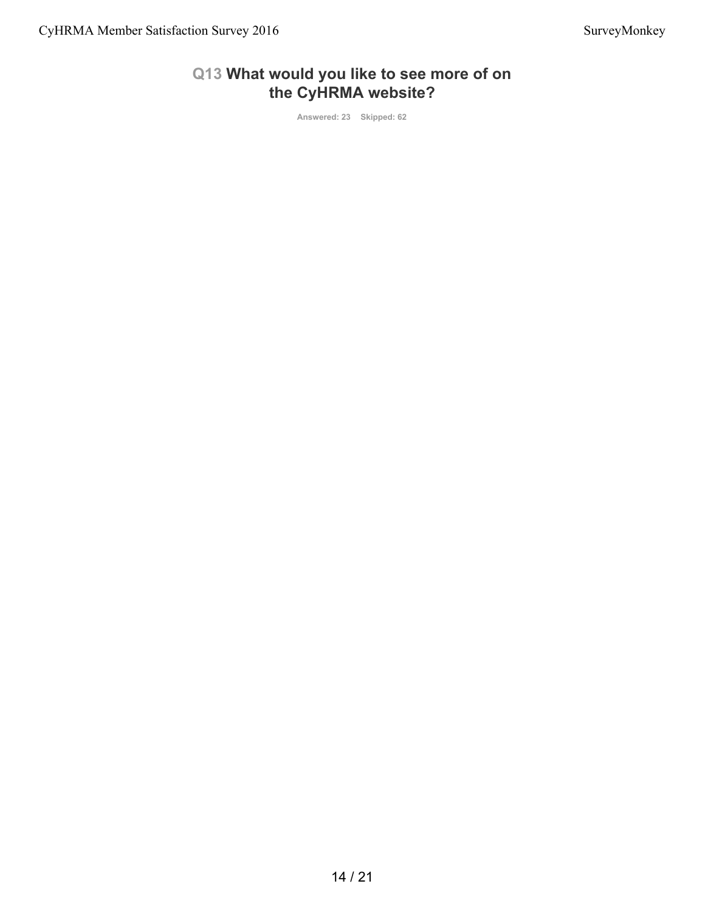## Q13 What would you like to see more of on the CyHRMA website?

Answered: 23    Skipped: 62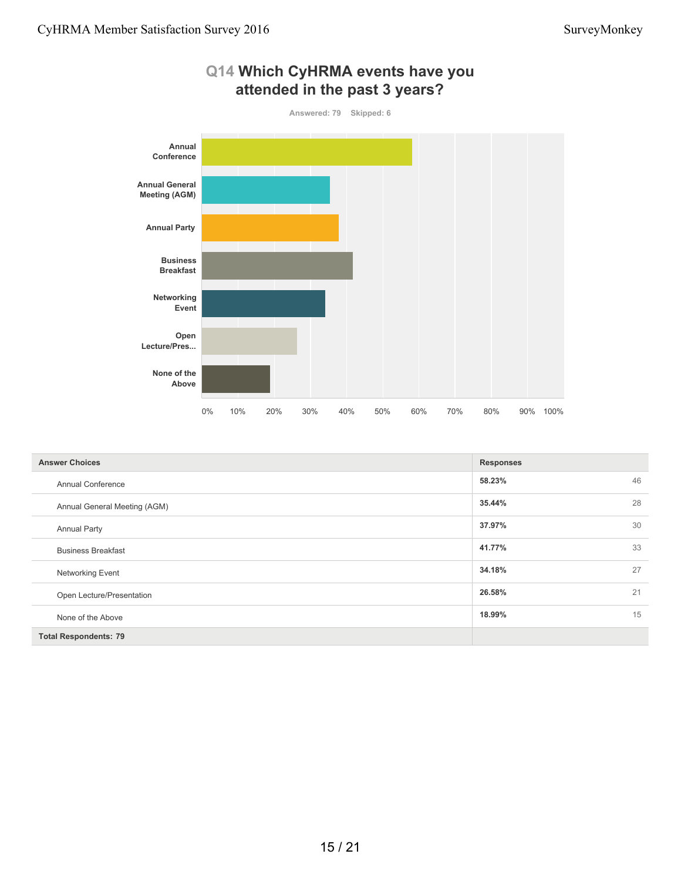## Q14 Which CyHRMA events have you attended in the past 3 years?

Answered: 79 Skipped: 6

| Answer Choices | Responses | |
|---|---|---|
| Annual Conference | 58.23% | 46 |
| Annual General Meeting (AGM) | 35.44% | 28 |
| Annual Party | 37.97% | 30 |
| Business Breakfast | 41.77% | 33 |
| Networking Event | 34.18% | 27 |
| Open Lecture/Presentation | 26.58% | 21 |
| None of the Above | 18.99% | 15 |
| **Total Respondents: 79** | | |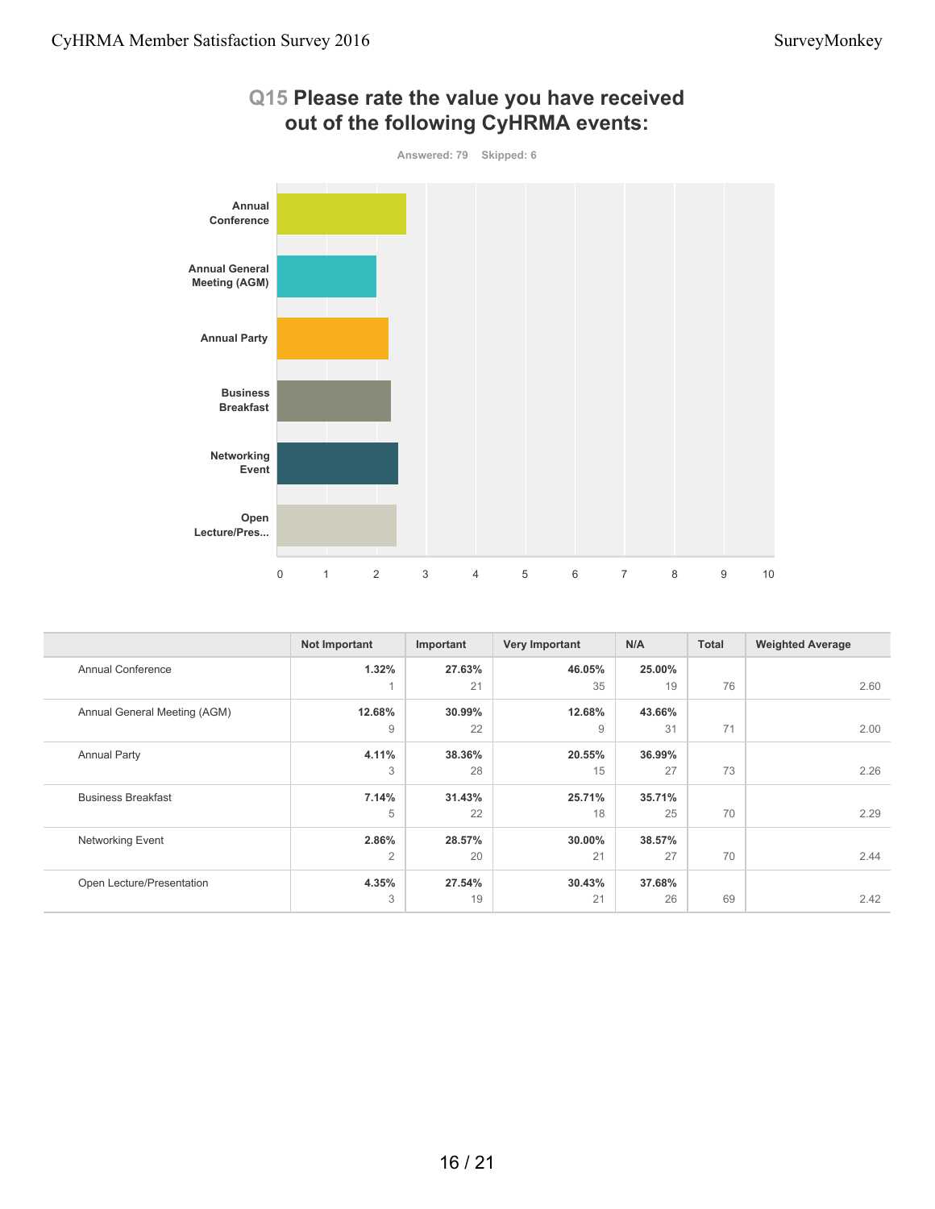## Q15 Please rate the value you have received out of the following CyHRMA events:

Answered: 79 Skipped: 6

| | Not Important | Important | Very Important | N/A | Total | Weighted Average |
|---|---|---|---|---|---|---|
| Annual Conference | **1.32%** 1 | **27.63%** 21 | **46.05%** 35 | **25.00%** 19 | 76 | 2.60 |
| Annual General Meeting (AGM) | **12.68%** 9 | **30.99%** 22 | **12.68%** 9 | **43.66%** 31 | 71 | 2.00 |
| Annual Party | **4.11%** 3 | **38.36%** 28 | **20.55%** 15 | **36.99%** 27 | 73 | 2.26 |
| Business Breakfast | **7.14%** 5 | **31.43%** 22 | **25.71%** 18 | **35.71%** 25 | 70 | 2.29 |
| Networking Event | **2.86%** 2 | **28.57%** 20 | **30.00%** 21 | **38.57%** 27 | 70 | 2.44 |
| Open Lecture/Presentation | **4.35%** 3 | **27.54%** 19 | **30.43%** 21 | **37.68%** 26 | 69 | 2.42 |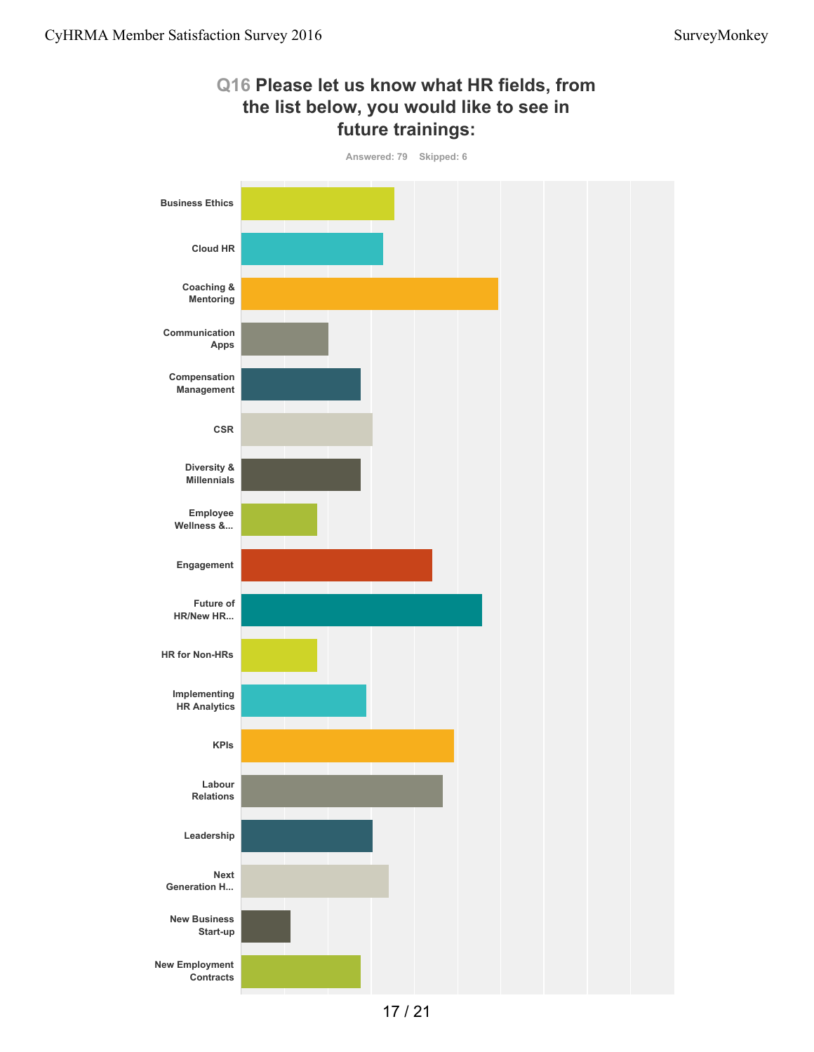## Q16 Please let us know what HR fields, from the list below, you would like to see in future trainings:

Answered: 79 Skipped: 6

- Business Ethics
- Cloud HR
- Coaching & Mentoring
- Communication Apps
- Compensation Management
- CSR
- Diversity & Millennials
- Employee Wellness &...
- Engagement
- Future of HR/New HR...
- HR for Non-HRs
- Implementing HR Analytics
- KPIs
- Labour Relations
- Leadership
- Next Generation H...
- New Business Start-up
- New Employment Contracts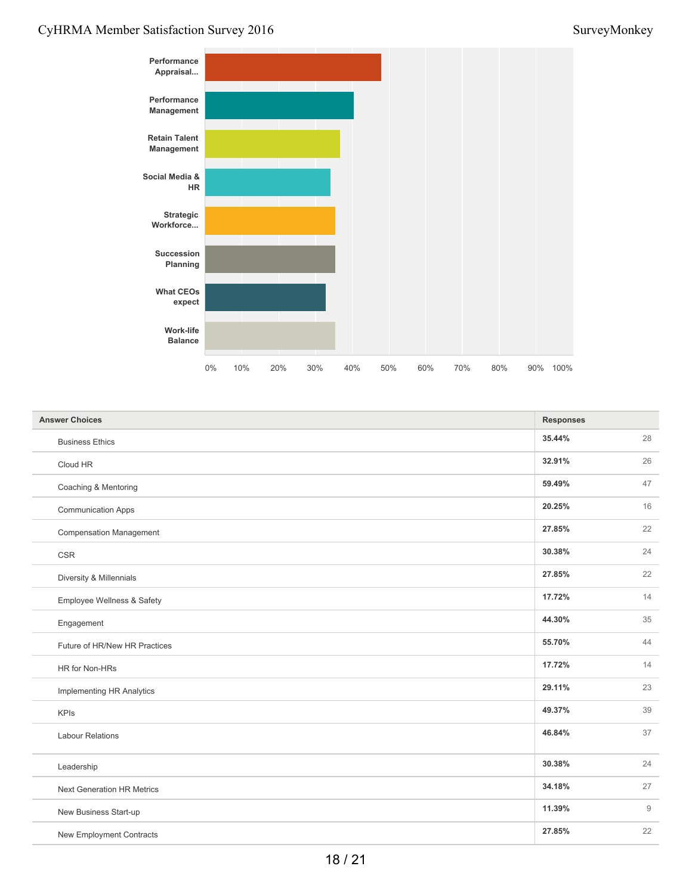| Answer Choices | Responses | |
|---|---|---|
| Business Ethics | 35.44% | 28 |
| Cloud HR | 32.91% | 26 |
| Coaching & Mentoring | 59.49% | 47 |
| Communication Apps | 20.25% | 16 |
| Compensation Management | 27.85% | 22 |
| CSR | 30.38% | 24 |
| Diversity & Millennials | 27.85% | 22 |
| Employee Wellness & Safety | 17.72% | 14 |
| Engagement | 44.30% | 35 |
| Future of HR/New HR Practices | 55.70% | 44 |
| HR for Non-HRs | 17.72% | 14 |
| Implementing HR Analytics | 29.11% | 23 |
| KPIs | 49.37% | 39 |
| Labour Relations | 46.84% | 37 |
| Leadership | 30.38% | 24 |
| Next Generation HR Metrics | 34.18% | 27 |
| New Business Start-up | 11.39% | 9 |
| New Employment Contracts | 27.85% | 22 |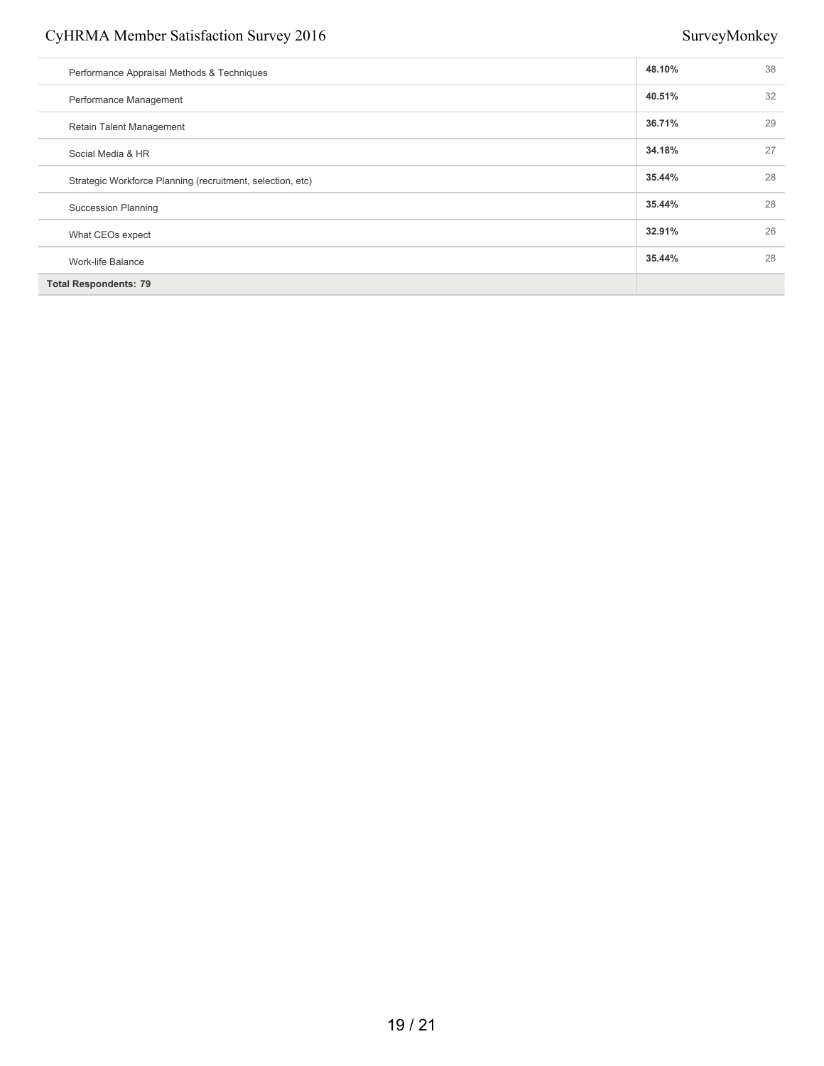| | | |
|---|---|---|
| Performance Appraisal Methods & Techniques | **48.10%** | 38 |
| Performance Management | **40.51%** | 32 |
| Retain Talent Management | **36.71%** | 29 |
| Social Media & HR | **34.18%** | 27 |
| Strategic Workforce Planning (recruitment, selection, etc) | **35.44%** | 28 |
| Succession Planning | **35.44%** | 28 |
| What CEOs expect | **32.91%** | 26 |
| Work-life Balance | **35.44%** | 28 |
| **Total Respondents: 79** | | |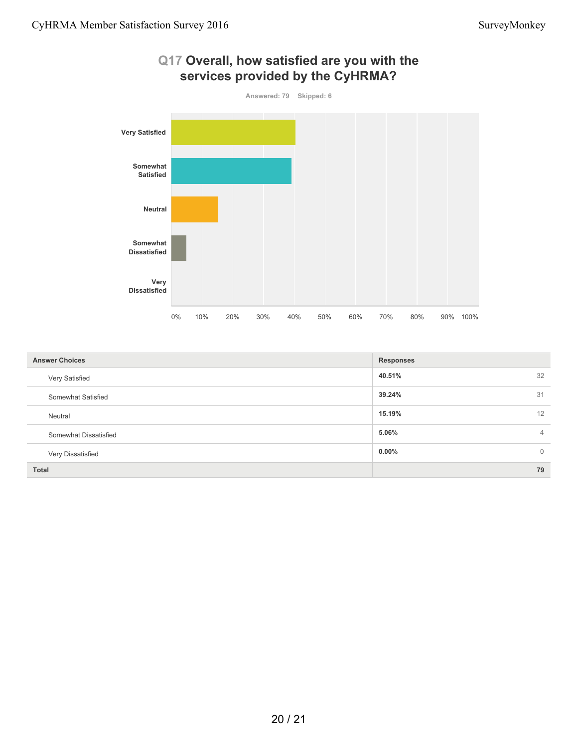## Q17 Overall, how satisfied are you with the services provided by the CyHRMA?

Answered: 79 Skipped: 6

| Answer Choices | Responses | |
|---|---|---|
| Very Satisfied | **40.51%** | 32 |
| Somewhat Satisfied | **39.24%** | 31 |
| Neutral | **15.19%** | 12 |
| Somewhat Dissatisfied | **5.06%** | 4 |
| Very Dissatisfied | **0.00%** | 0 |
| **Total** | | **79** |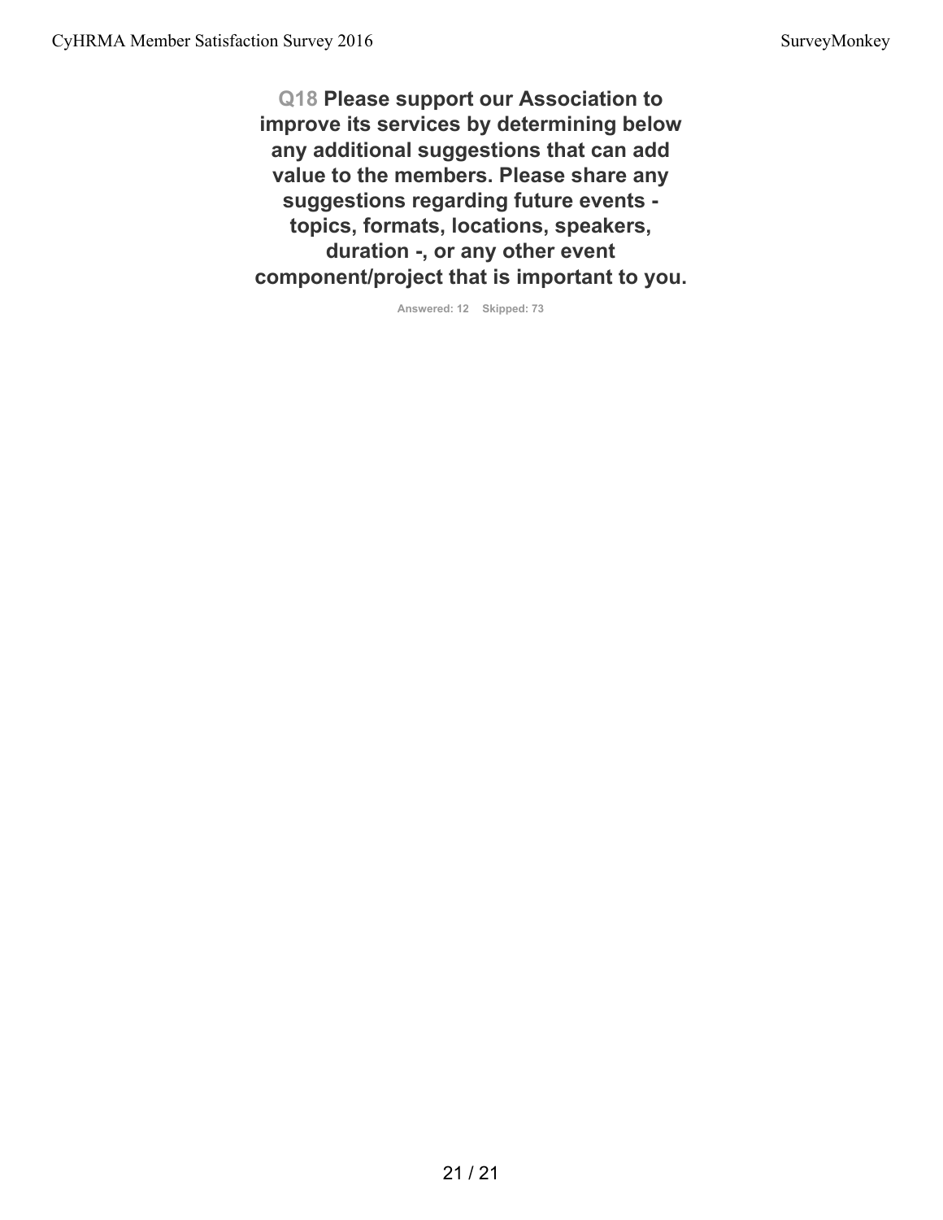## Q18 Please support our Association to improve its services by determining below any additional suggestions that can add value to the members. Please share any suggestions regarding future events - topics, formats, locations, speakers, duration -, or any other event component/project that is important to you.

Answered: 12 Skipped: 73